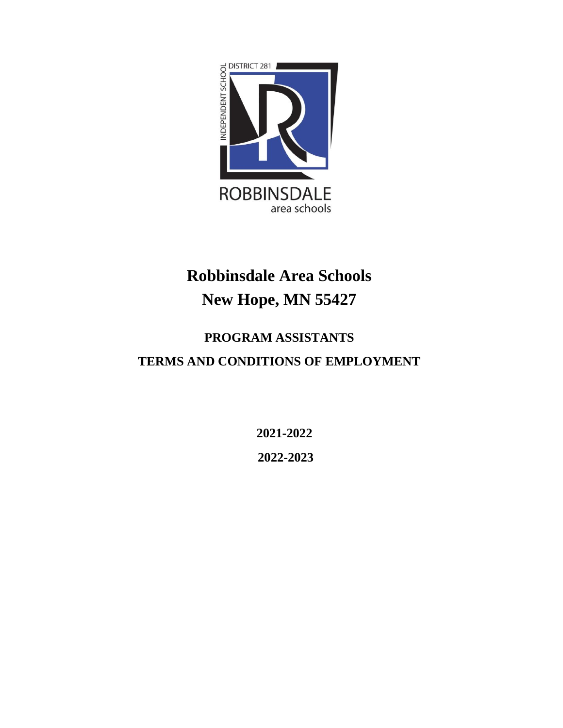# Robbinsdale Area Schools

# New Hope, MN 55427

## PROGRAM ASSISTANTS

## TERMS AND CONDITIONS OF EMPLOYMENT

**2021-2022**

**2022-2023**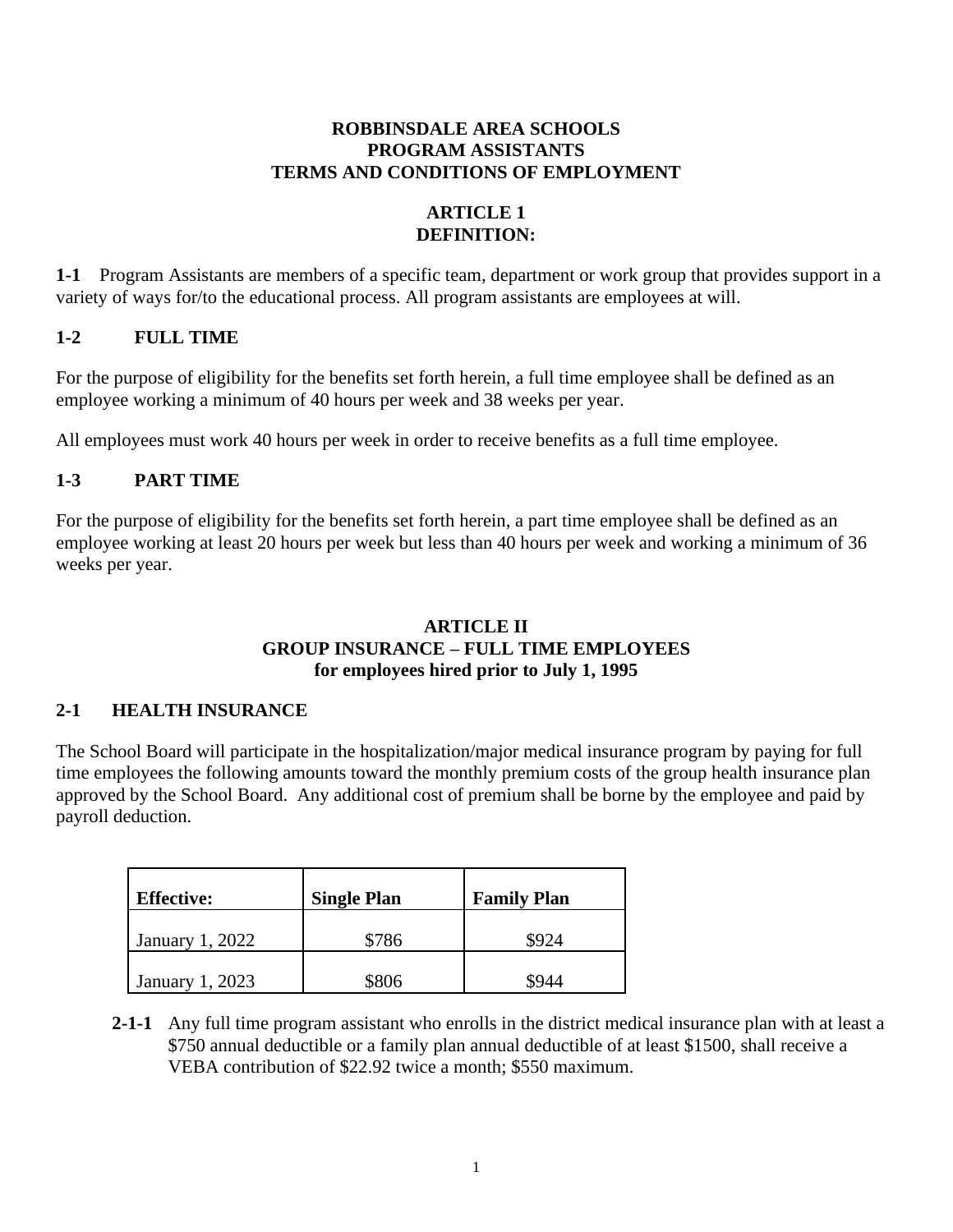# ROBBINSDALE AREA SCHOOLS
# PROGRAM ASSISTANTS
# TERMS AND CONDITIONS OF EMPLOYMENT

## ARTICLE 1
## DEFINITION:

**1-1** Program Assistants are members of a specific team, department or work group that provides support in a variety of ways for/to the educational process. All program assistants are employees at will.

### 1-2 FULL TIME

For the purpose of eligibility for the benefits set forth herein, a full time employee shall be defined as an employee working a minimum of 40 hours per week and 38 weeks per year.

All employees must work 40 hours per week in order to receive benefits as a full time employee.

### 1-3 PART TIME

For the purpose of eligibility for the benefits set forth herein, a part time employee shall be defined as an employee working at least 20 hours per week but less than 40 hours per week and working a minimum of 36 weeks per year.

## ARTICLE II
## GROUP INSURANCE – FULL TIME EMPLOYEES
## for employees hired prior to July 1, 1995

### 2-1 HEALTH INSURANCE

The School Board will participate in the hospitalization/major medical insurance program by paying for full time employees the following amounts toward the monthly premium costs of the group health insurance plan approved by the School Board. Any additional cost of premium shall be borne by the employee and paid by payroll deduction.

| Effective: | Single Plan | Family Plan |
|---|---|---|
| January 1, 2022 | $786 | $924 |
| January 1, 2023 | $806 | $944 |

**2-1-1** Any full time program assistant who enrolls in the district medical insurance plan with at least a $750 annual deductible or a family plan annual deductible of at least $1500, shall receive a VEBA contribution of $22.92 twice a month; $550 maximum.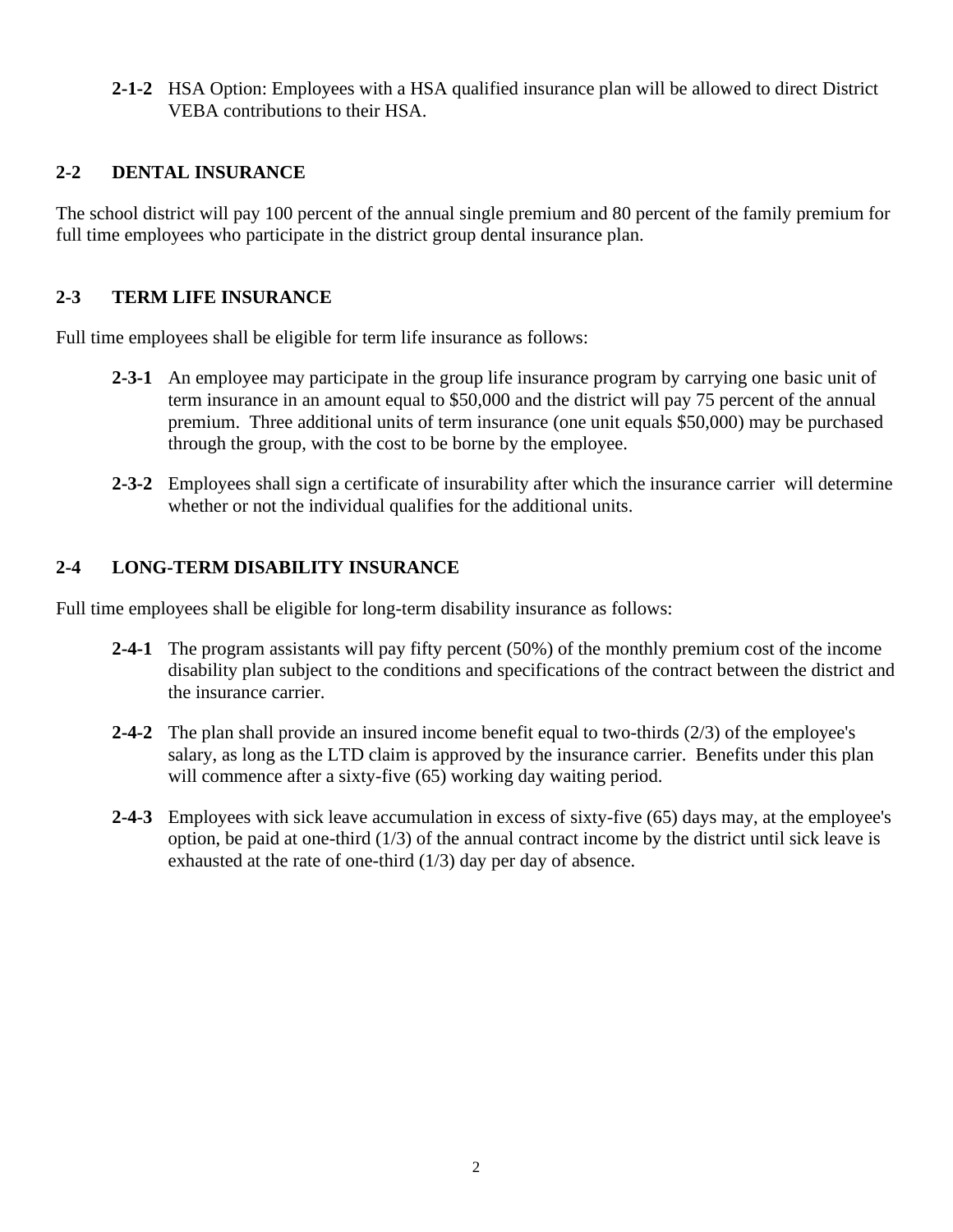**2-1-2** HSA Option: Employees with a HSA qualified insurance plan will be allowed to direct District VEBA contributions to their HSA.

## 2-2 DENTAL INSURANCE

The school district will pay 100 percent of the annual single premium and 80 percent of the family premium for full time employees who participate in the district group dental insurance plan.

## 2-3 TERM LIFE INSURANCE

Full time employees shall be eligible for term life insurance as follows:

**2-3-1** An employee may participate in the group life insurance program by carrying one basic unit of term insurance in an amount equal to $50,000 and the district will pay 75 percent of the annual premium. Three additional units of term insurance (one unit equals $50,000) may be purchased through the group, with the cost to be borne by the employee.

**2-3-2** Employees shall sign a certificate of insurability after which the insurance carrier will determine whether or not the individual qualifies for the additional units.

## 2-4 LONG-TERM DISABILITY INSURANCE

Full time employees shall be eligible for long-term disability insurance as follows:

**2-4-1** The program assistants will pay fifty percent (50%) of the monthly premium cost of the income disability plan subject to the conditions and specifications of the contract between the district and the insurance carrier.

**2-4-2** The plan shall provide an insured income benefit equal to two-thirds (2/3) of the employee's salary, as long as the LTD claim is approved by the insurance carrier. Benefits under this plan will commence after a sixty-five (65) working day waiting period.

**2-4-3** Employees with sick leave accumulation in excess of sixty-five (65) days may, at the employee's option, be paid at one-third (1/3) of the annual contract income by the district until sick leave is exhausted at the rate of one-third (1/3) day per day of absence.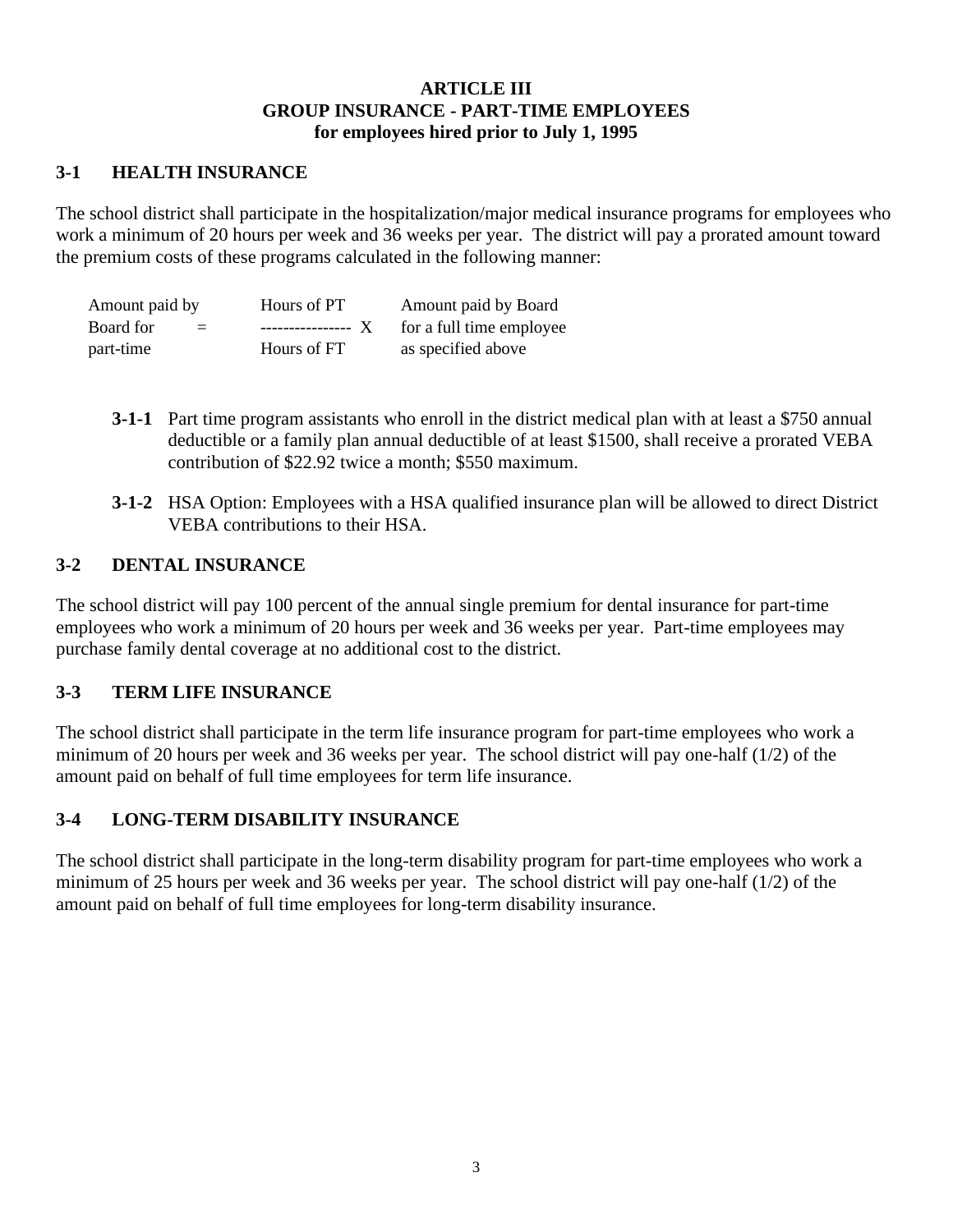# ARTICLE III
# GROUP INSURANCE - PART-TIME EMPLOYEES
## for employees hired prior to July 1, 1995

### 3-1 HEALTH INSURANCE

The school district shall participate in the hospitalization/major medical insurance programs for employees who work a minimum of 20 hours per week and 36 weeks per year. The district will pay a prorated amount toward the premium costs of these programs calculated in the following manner:

$$\text{Amount paid by Board for part-time} = \frac{\text{Hours of PT}}{\text{Hours of FT}} \times \text{Amount paid by Board for a full time employee as specified above}$$

**3-1-1** Part time program assistants who enroll in the district medical plan with at least a $750 annual deductible or a family plan annual deductible of at least $1500, shall receive a prorated VEBA contribution of $22.92 twice a month; $550 maximum.

**3-1-2** HSA Option: Employees with a HSA qualified insurance plan will be allowed to direct District VEBA contributions to their HSA.

### 3-2 DENTAL INSURANCE

The school district will pay 100 percent of the annual single premium for dental insurance for part-time employees who work a minimum of 20 hours per week and 36 weeks per year. Part-time employees may purchase family dental coverage at no additional cost to the district.

### 3-3 TERM LIFE INSURANCE

The school district shall participate in the term life insurance program for part-time employees who work a minimum of 20 hours per week and 36 weeks per year. The school district will pay one-half (1/2) of the amount paid on behalf of full time employees for term life insurance.

### 3-4 LONG-TERM DISABILITY INSURANCE

The school district shall participate in the long-term disability program for part-time employees who work a minimum of 25 hours per week and 36 weeks per year. The school district will pay one-half (1/2) of the amount paid on behalf of full time employees for long-term disability insurance.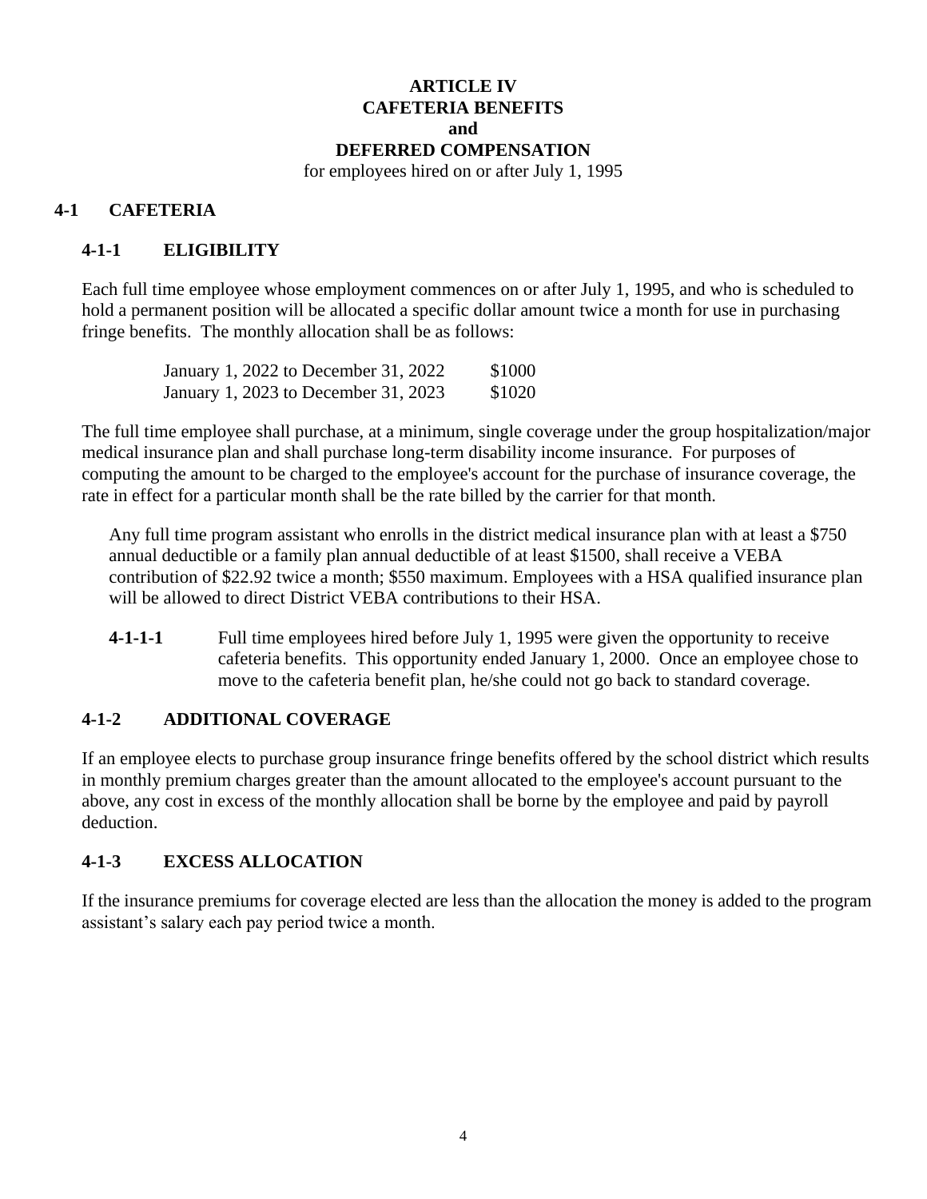# ARTICLE IV
# CAFETERIA BENEFITS
# and
# DEFERRED COMPENSATION

for employees hired on or after July 1, 1995

## 4-1 CAFETERIA

### 4-1-1 ELIGIBILITY

Each full time employee whose employment commences on or after July 1, 1995, and who is scheduled to hold a permanent position will be allocated a specific dollar amount twice a month for use in purchasing fringe benefits. The monthly allocation shall be as follows:

| | |
|---|---|
| January 1, 2022 to December 31, 2022 | $1000 |
| January 1, 2023 to December 31, 2023 | $1020 |

The full time employee shall purchase, at a minimum, single coverage under the group hospitalization/major medical insurance plan and shall purchase long-term disability income insurance. For purposes of computing the amount to be charged to the employee's account for the purchase of insurance coverage, the rate in effect for a particular month shall be the rate billed by the carrier for that month.

Any full time program assistant who enrolls in the district medical insurance plan with at least a $750 annual deductible or a family plan annual deductible of at least $1500, shall receive a VEBA contribution of $22.92 twice a month; $550 maximum. Employees with a HSA qualified insurance plan will be allowed to direct District VEBA contributions to their HSA.

**4-1-1-1** Full time employees hired before July 1, 1995 were given the opportunity to receive cafeteria benefits. This opportunity ended January 1, 2000. Once an employee chose to move to the cafeteria benefit plan, he/she could not go back to standard coverage.

### 4-1-2 ADDITIONAL COVERAGE

If an employee elects to purchase group insurance fringe benefits offered by the school district which results in monthly premium charges greater than the amount allocated to the employee's account pursuant to the above, any cost in excess of the monthly allocation shall be borne by the employee and paid by payroll deduction.

### 4-1-3 EXCESS ALLOCATION

If the insurance premiums for coverage elected are less than the allocation the money is added to the program assistant's salary each pay period twice a month.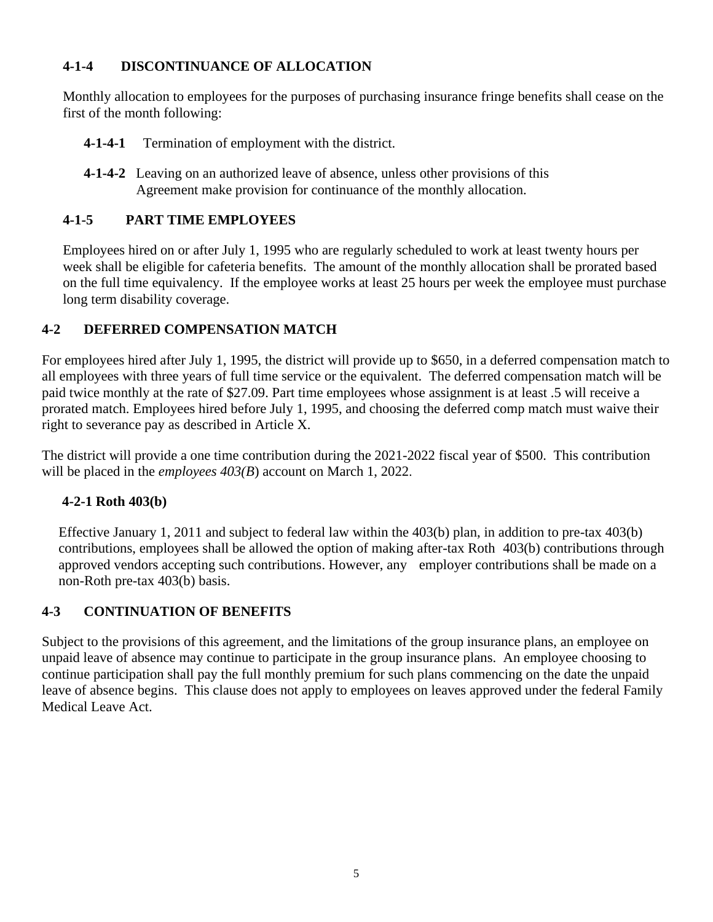### 4-1-4 DISCONTINUANCE OF ALLOCATION

Monthly allocation to employees for the purposes of purchasing insurance fringe benefits shall cease on the first of the month following:

**4-1-4-1** Termination of employment with the district.

**4-1-4-2** Leaving on an authorized leave of absence, unless other provisions of this Agreement make provision for continuance of the monthly allocation.

### 4-1-5 PART TIME EMPLOYEES

Employees hired on or after July 1, 1995 who are regularly scheduled to work at least twenty hours per week shall be eligible for cafeteria benefits. The amount of the monthly allocation shall be prorated based on the full time equivalency. If the employee works at least 25 hours per week the employee must purchase long term disability coverage.

## 4-2 DEFERRED COMPENSATION MATCH

For employees hired after July 1, 1995, the district will provide up to $650, in a deferred compensation match to all employees with three years of full time service or the equivalent. The deferred compensation match will be paid twice monthly at the rate of $27.09. Part time employees whose assignment is at least .5 will receive a prorated match. Employees hired before July 1, 1995, and choosing the deferred comp match must waive their right to severance pay as described in Article X.

The district will provide a one time contribution during the 2021-2022 fiscal year of $500. This contribution will be placed in the *employees 403(B*) account on March 1, 2022.

### 4-2-1 Roth 403(b)

Effective January 1, 2011 and subject to federal law within the 403(b) plan, in addition to pre-tax 403(b) contributions, employees shall be allowed the option of making after-tax Roth 403(b) contributions through approved vendors accepting such contributions. However, any employer contributions shall be made on a non-Roth pre-tax 403(b) basis.

## 4-3 CONTINUATION OF BENEFITS

Subject to the provisions of this agreement, and the limitations of the group insurance plans, an employee on unpaid leave of absence may continue to participate in the group insurance plans. An employee choosing to continue participation shall pay the full monthly premium for such plans commencing on the date the unpaid leave of absence begins. This clause does not apply to employees on leaves approved under the federal Family Medical Leave Act.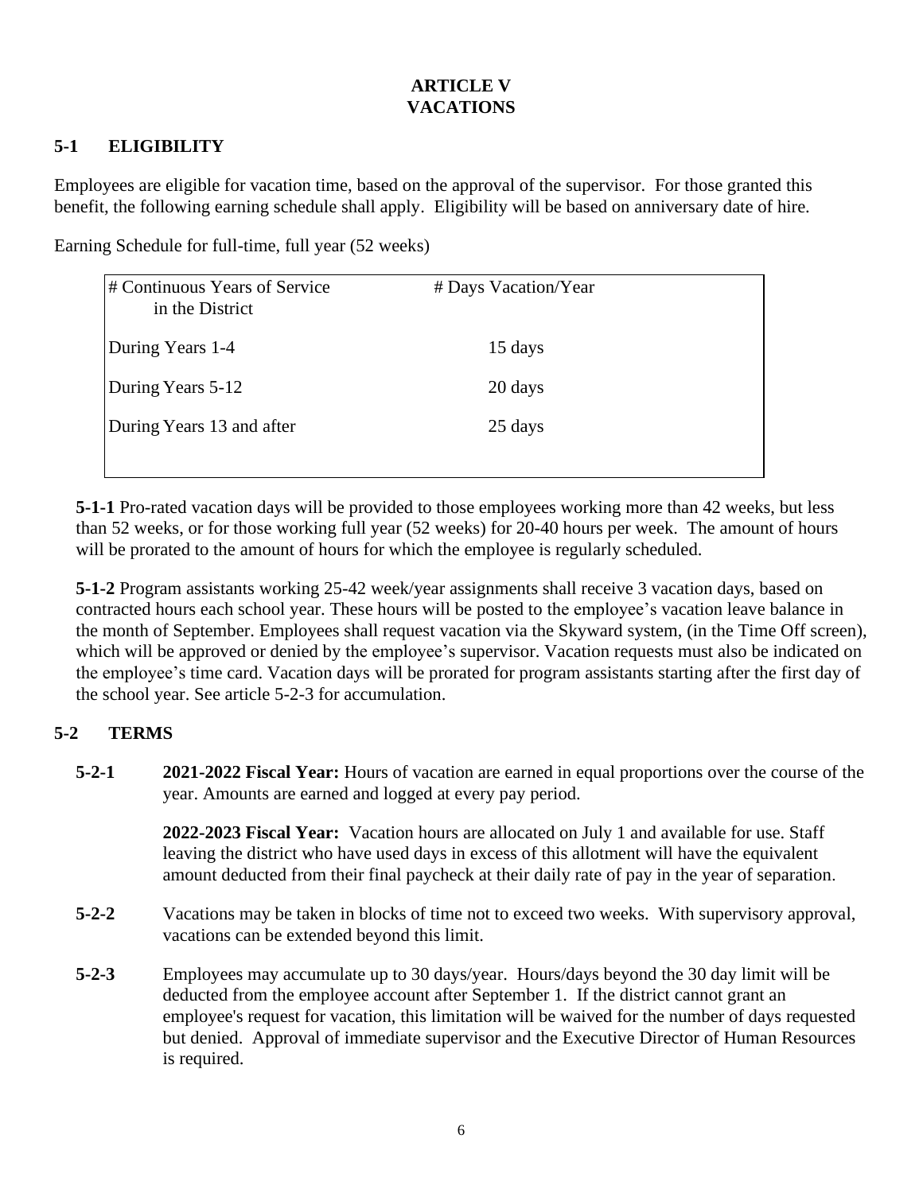# ARTICLE V
# VACATIONS

## 5-1 ELIGIBILITY

Employees are eligible for vacation time, based on the approval of the supervisor. For those granted this benefit, the following earning schedule shall apply. Eligibility will be based on anniversary date of hire.

Earning Schedule for full-time, full year (52 weeks)

| # Continuous Years of Service in the District | # Days Vacation/Year |
| --- | --- |
| During Years 1-4 | 15 days |
| During Years 5-12 | 20 days |
| During Years 13 and after | 25 days |

**5-1-1** Pro-rated vacation days will be provided to those employees working more than 42 weeks, but less than 52 weeks, or for those working full year (52 weeks) for 20-40 hours per week. The amount of hours will be prorated to the amount of hours for which the employee is regularly scheduled.

**5-1-2** Program assistants working 25-42 week/year assignments shall receive 3 vacation days, based on contracted hours each school year. These hours will be posted to the employee's vacation leave balance in the month of September. Employees shall request vacation via the Skyward system, (in the Time Off screen), which will be approved or denied by the employee's supervisor. Vacation requests must also be indicated on the employee's time card. Vacation days will be prorated for program assistants starting after the first day of the school year. See article 5-2-3 for accumulation.

## 5-2 TERMS

**5-2-1** **2021-2022 Fiscal Year:** Hours of vacation are earned in equal proportions over the course of the year. Amounts are earned and logged at every pay period.

**2022-2023 Fiscal Year:** Vacation hours are allocated on July 1 and available for use. Staff leaving the district who have used days in excess of this allotment will have the equivalent amount deducted from their final paycheck at their daily rate of pay in the year of separation.

**5-2-2** Vacations may be taken in blocks of time not to exceed two weeks. With supervisory approval, vacations can be extended beyond this limit.

**5-2-3** Employees may accumulate up to 30 days/year. Hours/days beyond the 30 day limit will be deducted from the employee account after September 1. If the district cannot grant an employee's request for vacation, this limitation will be waived for the number of days requested but denied. Approval of immediate supervisor and the Executive Director of Human Resources is required.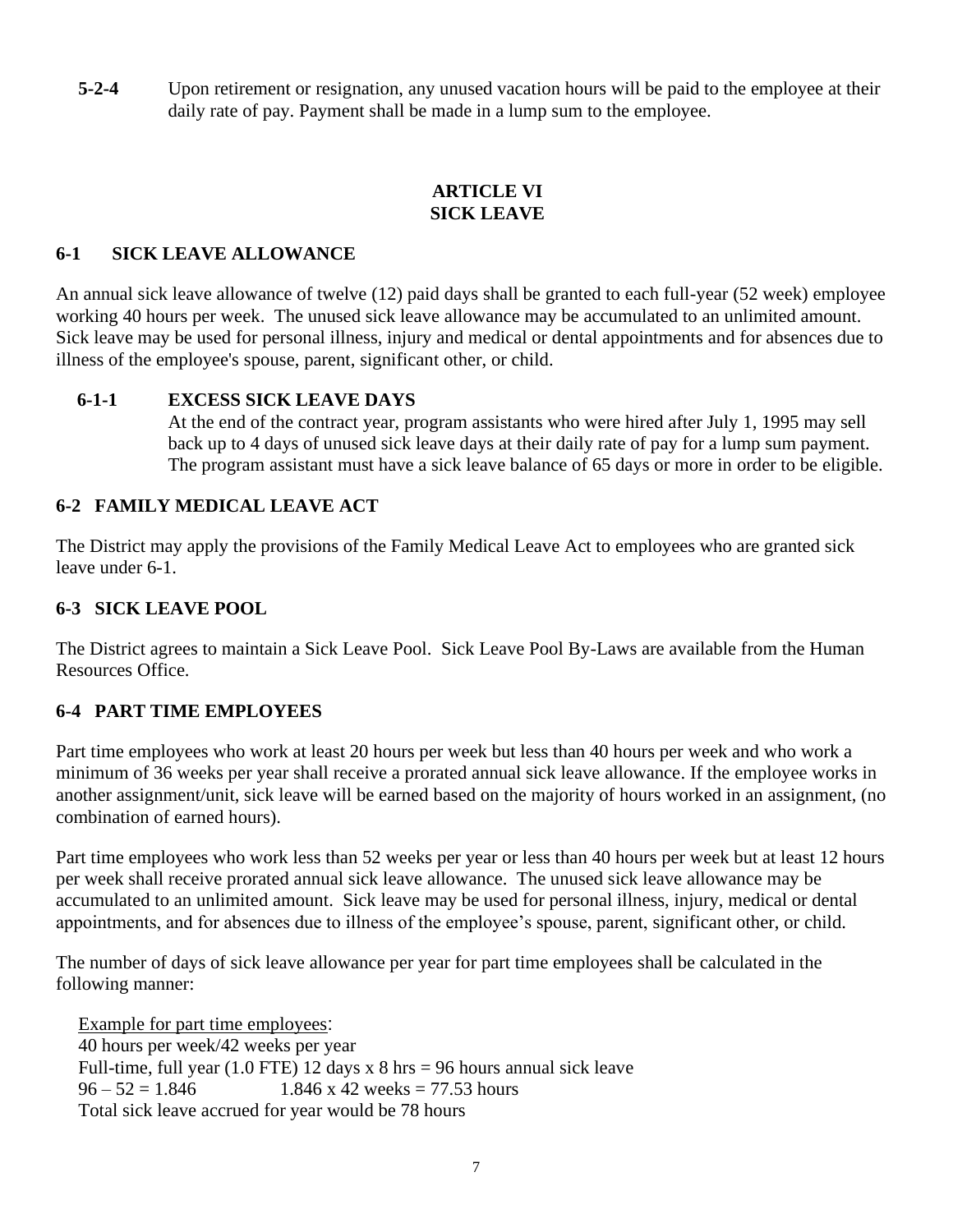**5-2-4** Upon retirement or resignation, any unused vacation hours will be paid to the employee at their daily rate of pay. Payment shall be made in a lump sum to the employee.

## ARTICLE VI
## SICK LEAVE

### 6-1 SICK LEAVE ALLOWANCE

An annual sick leave allowance of twelve (12) paid days shall be granted to each full-year (52 week) employee working 40 hours per week. The unused sick leave allowance may be accumulated to an unlimited amount. Sick leave may be used for personal illness, injury and medical or dental appointments and for absences due to illness of the employee's spouse, parent, significant other, or child.

#### 6-1-1 EXCESS SICK LEAVE DAYS

At the end of the contract year, program assistants who were hired after July 1, 1995 may sell back up to 4 days of unused sick leave days at their daily rate of pay for a lump sum payment. The program assistant must have a sick leave balance of 65 days or more in order to be eligible.

### 6-2 FAMILY MEDICAL LEAVE ACT

The District may apply the provisions of the Family Medical Leave Act to employees who are granted sick leave under 6-1.

### 6-3 SICK LEAVE POOL

The District agrees to maintain a Sick Leave Pool. Sick Leave Pool By-Laws are available from the Human Resources Office.

### 6-4 PART TIME EMPLOYEES

Part time employees who work at least 20 hours per week but less than 40 hours per week and who work a minimum of 36 weeks per year shall receive a prorated annual sick leave allowance. If the employee works in another assignment/unit, sick leave will be earned based on the majority of hours worked in an assignment, (no combination of earned hours).

Part time employees who work less than 52 weeks per year or less than 40 hours per week but at least 12 hours per week shall receive prorated annual sick leave allowance. The unused sick leave allowance may be accumulated to an unlimited amount. Sick leave may be used for personal illness, injury, medical or dental appointments, and for absences due to illness of the employee's spouse, parent, significant other, or child.

The number of days of sick leave allowance per year for part time employees shall be calculated in the following manner:

<u>Example for part time employees</u>:
40 hours per week/42 weeks per year
Full-time, full year (1.0 FTE) 12 days x 8 hrs = 96 hours annual sick leave
96 – 52 = 1.846 1.846 x 42 weeks = 77.53 hours
Total sick leave accrued for year would be 78 hours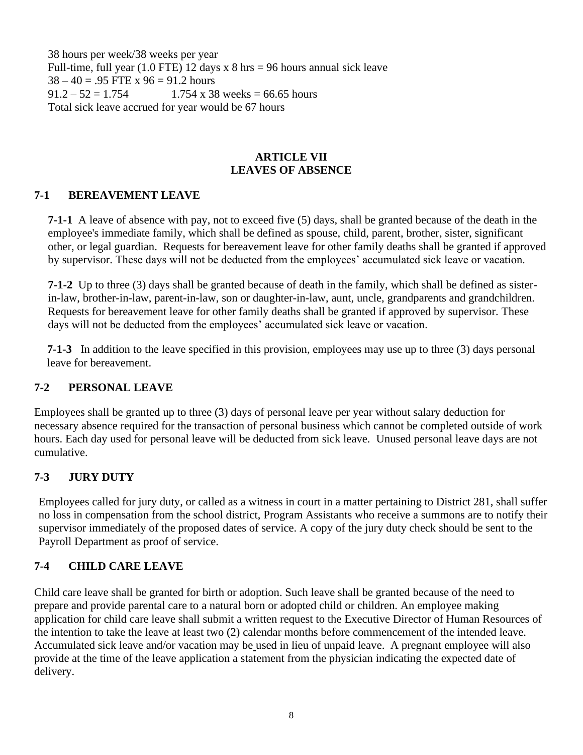38 hours per week/38 weeks per year
Full-time, full year (1.0 FTE) 12 days x 8 hrs = 96 hours annual sick leave
38 – 40 = .95 FTE x 96 = 91.2 hours
91.2 – 52 = 1.754 1.754 x 38 weeks = 66.65 hours
Total sick leave accrued for year would be 67 hours

## ARTICLE VII
## LEAVES OF ABSENCE

### 7-1 BEREAVEMENT LEAVE

**7-1-1** A leave of absence with pay, not to exceed five (5) days, shall be granted because of the death in the employee's immediate family, which shall be defined as spouse, child, parent, brother, sister, significant other, or legal guardian. Requests for bereavement leave for other family deaths shall be granted if approved by supervisor. These days will not be deducted from the employees' accumulated sick leave or vacation.

**7-1-2** Up to three (3) days shall be granted because of death in the family, which shall be defined as sister-in-law, brother-in-law, parent-in-law, son or daughter-in-law, aunt, uncle, grandparents and grandchildren. Requests for bereavement leave for other family deaths shall be granted if approved by supervisor. These days will not be deducted from the employees' accumulated sick leave or vacation.

**7-1-3** In addition to the leave specified in this provision, employees may use up to three (3) days personal leave for bereavement.

### 7-2 PERSONAL LEAVE

Employees shall be granted up to three (3) days of personal leave per year without salary deduction for necessary absence required for the transaction of personal business which cannot be completed outside of work hours. Each day used for personal leave will be deducted from sick leave. Unused personal leave days are not cumulative.

### 7-3 JURY DUTY

Employees called for jury duty, or called as a witness in court in a matter pertaining to District 281, shall suffer no loss in compensation from the school district, Program Assistants who receive a summons are to notify their supervisor immediately of the proposed dates of service. A copy of the jury duty check should be sent to the Payroll Department as proof of service.

### 7-4 CHILD CARE LEAVE

Child care leave shall be granted for birth or adoption. Such leave shall be granted because of the need to prepare and provide parental care to a natural born or adopted child or children. An employee making application for child care leave shall submit a written request to the Executive Director of Human Resources of the intention to take the leave at least two (2) calendar months before commencement of the intended leave. Accumulated sick leave and/or vacation may be used in lieu of unpaid leave. A pregnant employee will also provide at the time of the leave application a statement from the physician indicating the expected date of delivery.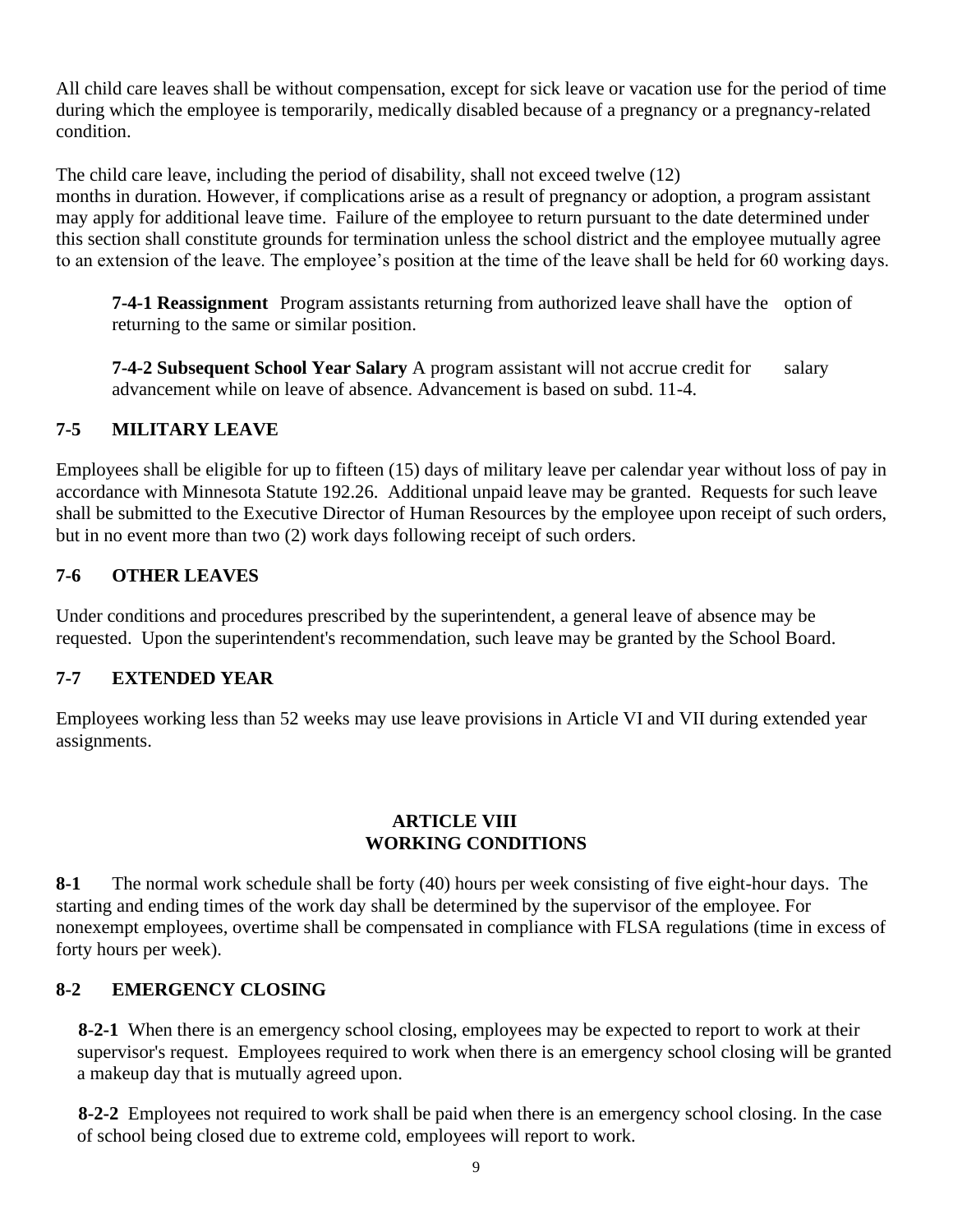All child care leaves shall be without compensation, except for sick leave or vacation use for the period of time during which the employee is temporarily, medically disabled because of a pregnancy or a pregnancy-related condition.

The child care leave, including the period of disability, shall not exceed twelve (12) months in duration. However, if complications arise as a result of pregnancy or adoption, a program assistant may apply for additional leave time. Failure of the employee to return pursuant to the date determined under this section shall constitute grounds for termination unless the school district and the employee mutually agree to an extension of the leave. The employee's position at the time of the leave shall be held for 60 working days.

> **7-4-1 Reassignment** Program assistants returning from authorized leave shall have the option of returning to the same or similar position.
>
> **7-4-2 Subsequent School Year Salary** A program assistant will not accrue credit for salary advancement while on leave of absence. Advancement is based on subd. 11-4.

## 7-5 MILITARY LEAVE

Employees shall be eligible for up to fifteen (15) days of military leave per calendar year without loss of pay in accordance with Minnesota Statute 192.26. Additional unpaid leave may be granted. Requests for such leave shall be submitted to the Executive Director of Human Resources by the employee upon receipt of such orders, but in no event more than two (2) work days following receipt of such orders.

## 7-6 OTHER LEAVES

Under conditions and procedures prescribed by the superintendent, a general leave of absence may be requested. Upon the superintendent's recommendation, such leave may be granted by the School Board.

## 7-7 EXTENDED YEAR

Employees working less than 52 weeks may use leave provisions in Article VI and VII during extended year assignments.

# ARTICLE VIII
# WORKING CONDITIONS

**8-1** The normal work schedule shall be forty (40) hours per week consisting of five eight-hour days. The starting and ending times of the work day shall be determined by the supervisor of the employee. For nonexempt employees, overtime shall be compensated in compliance with FLSA regulations (time in excess of forty hours per week).

## 8-2 EMERGENCY CLOSING

> **8-2-1** When there is an emergency school closing, employees may be expected to report to work at their supervisor's request. Employees required to work when there is an emergency school closing will be granted a makeup day that is mutually agreed upon.
>
> **8-2-2** Employees not required to work shall be paid when there is an emergency school closing. In the case of school being closed due to extreme cold, employees will report to work.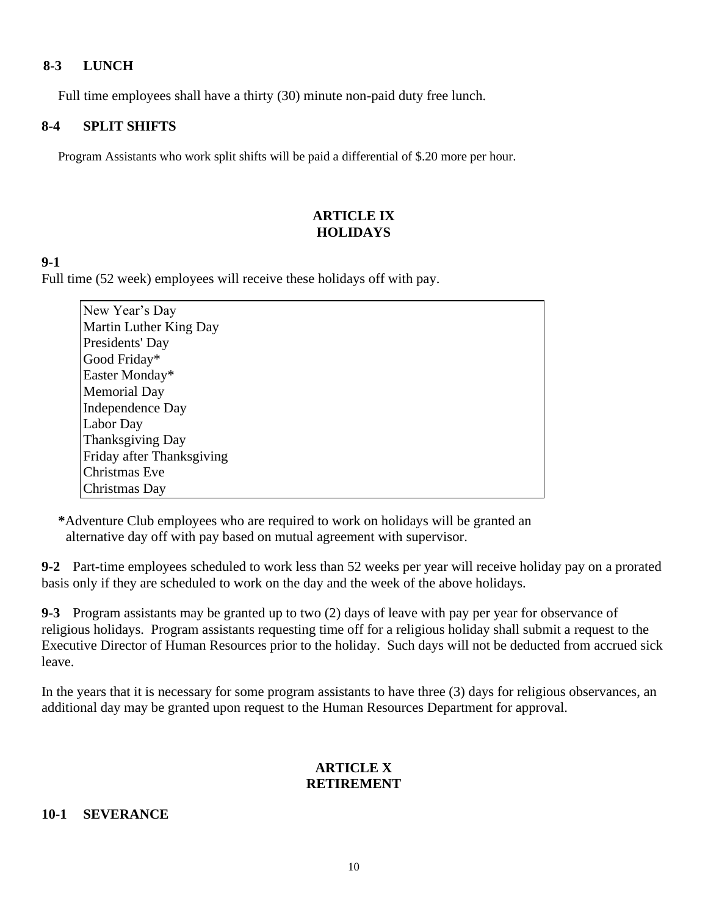### 8-3 LUNCH

Full time employees shall have a thirty (30) minute non-paid duty free lunch.

### 8-4 SPLIT SHIFTS

Program Assistants who work split shifts will be paid a differential of $.20 more per hour.

## ARTICLE IX
## HOLIDAYS

**9-1**

Full time (52 week) employees will receive these holidays off with pay.

| |
|---|
| New Year's Day |
| Martin Luther King Day |
| Presidents' Day |
| Good Friday* |
| Easter Monday* |
| Memorial Day |
| Independence Day |
| Labor Day |
| Thanksgiving Day |
| Friday after Thanksgiving |
| Christmas Eve |
| Christmas Day |

**\***Adventure Club employees who are required to work on holidays will be granted an alternative day off with pay based on mutual agreement with supervisor.

**9-2** Part-time employees scheduled to work less than 52 weeks per year will receive holiday pay on a prorated basis only if they are scheduled to work on the day and the week of the above holidays.

**9-3** Program assistants may be granted up to two (2) days of leave with pay per year for observance of religious holidays. Program assistants requesting time off for a religious holiday shall submit a request to the Executive Director of Human Resources prior to the holiday. Such days will not be deducted from accrued sick leave.

In the years that it is necessary for some program assistants to have three (3) days for religious observances, an additional day may be granted upon request to the Human Resources Department for approval.

## ARTICLE X
## RETIREMENT

### 10-1 SEVERANCE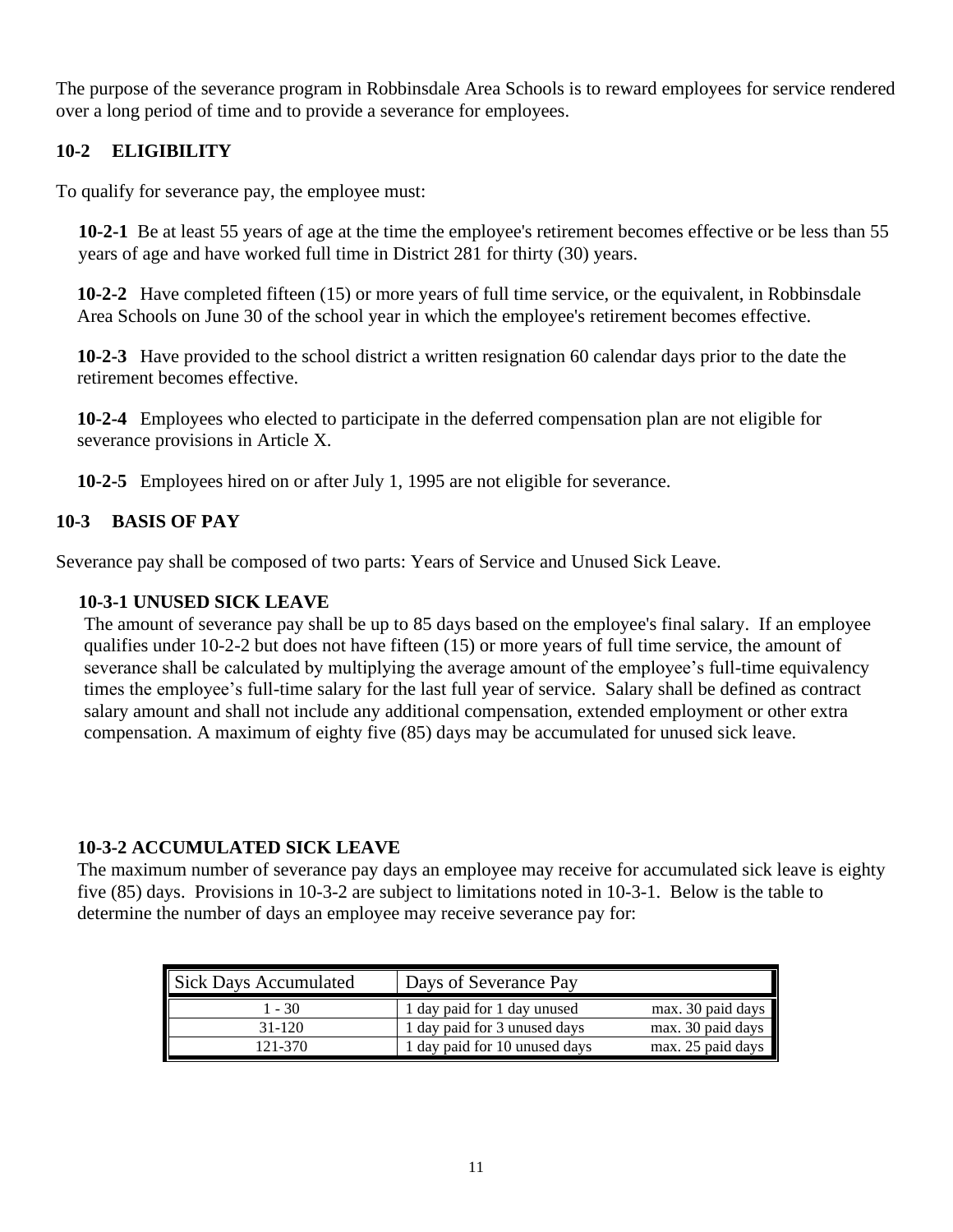The purpose of the severance program in Robbinsdale Area Schools is to reward employees for service rendered over a long period of time and to provide a severance for employees.

## 10-2 ELIGIBILITY

To qualify for severance pay, the employee must:

**10-2-1** Be at least 55 years of age at the time the employee's retirement becomes effective or be less than 55 years of age and have worked full time in District 281 for thirty (30) years.

**10-2-2** Have completed fifteen (15) or more years of full time service, or the equivalent, in Robbinsdale Area Schools on June 30 of the school year in which the employee's retirement becomes effective.

**10-2-3** Have provided to the school district a written resignation 60 calendar days prior to the date the retirement becomes effective.

**10-2-4** Employees who elected to participate in the deferred compensation plan are not eligible for severance provisions in Article X.

**10-2-5** Employees hired on or after July 1, 1995 are not eligible for severance.

## 10-3 BASIS OF PAY

Severance pay shall be composed of two parts: Years of Service and Unused Sick Leave.

### 10-3-1 UNUSED SICK LEAVE

The amount of severance pay shall be up to 85 days based on the employee's final salary. If an employee qualifies under 10-2-2 but does not have fifteen (15) or more years of full time service, the amount of severance shall be calculated by multiplying the average amount of the employee's full-time equivalency times the employee's full-time salary for the last full year of service. Salary shall be defined as contract salary amount and shall not include any additional compensation, extended employment or other extra compensation. A maximum of eighty five (85) days may be accumulated for unused sick leave.

### 10-3-2 ACCUMULATED SICK LEAVE

The maximum number of severance pay days an employee may receive for accumulated sick leave is eighty five (85) days. Provisions in 10-3-2 are subject to limitations noted in 10-3-1. Below is the table to determine the number of days an employee may receive severance pay for:

| Sick Days Accumulated | Days of Severance Pay | |
|---|---|---|
| 1 - 30 | 1 day paid for 1 day unused | max. 30 paid days |
| 31-120 | 1 day paid for 3 unused days | max. 30 paid days |
| 121-370 | 1 day paid for 10 unused days | max. 25 paid days |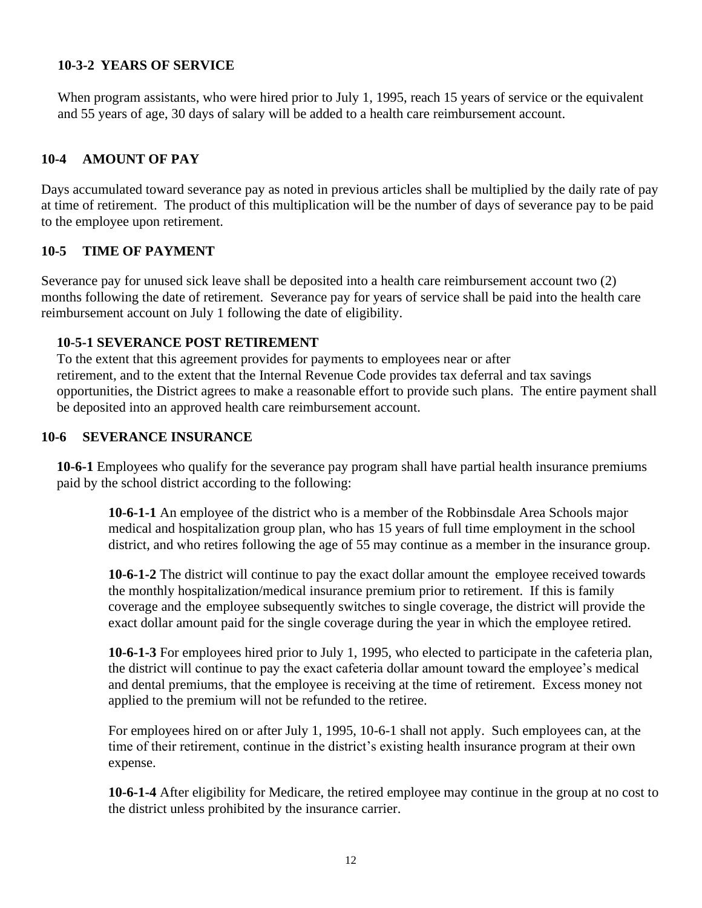#### 10-3-2 YEARS OF SERVICE

When program assistants, who were hired prior to July 1, 1995, reach 15 years of service or the equivalent and 55 years of age, 30 days of salary will be added to a health care reimbursement account.

### 10-4 AMOUNT OF PAY

Days accumulated toward severance pay as noted in previous articles shall be multiplied by the daily rate of pay at time of retirement. The product of this multiplication will be the number of days of severance pay to be paid to the employee upon retirement.

### 10-5 TIME OF PAYMENT

Severance pay for unused sick leave shall be deposited into a health care reimbursement account two (2) months following the date of retirement. Severance pay for years of service shall be paid into the health care reimbursement account on July 1 following the date of eligibility.

#### 10-5-1 SEVERANCE POST RETIREMENT

To the extent that this agreement provides for payments to employees near or after retirement, and to the extent that the Internal Revenue Code provides tax deferral and tax savings opportunities, the District agrees to make a reasonable effort to provide such plans. The entire payment shall be deposited into an approved health care reimbursement account.

### 10-6 SEVERANCE INSURANCE

**10-6-1** Employees who qualify for the severance pay program shall have partial health insurance premiums paid by the school district according to the following:

**10-6-1-1** An employee of the district who is a member of the Robbinsdale Area Schools major medical and hospitalization group plan, who has 15 years of full time employment in the school district, and who retires following the age of 55 may continue as a member in the insurance group.

**10-6-1-2** The district will continue to pay the exact dollar amount the employee received towards the monthly hospitalization/medical insurance premium prior to retirement. If this is family coverage and the employee subsequently switches to single coverage, the district will provide the exact dollar amount paid for the single coverage during the year in which the employee retired.

**10-6-1-3** For employees hired prior to July 1, 1995, who elected to participate in the cafeteria plan, the district will continue to pay the exact cafeteria dollar amount toward the employee's medical and dental premiums, that the employee is receiving at the time of retirement. Excess money not applied to the premium will not be refunded to the retiree.

For employees hired on or after July 1, 1995, 10-6-1 shall not apply. Such employees can, at the time of their retirement, continue in the district's existing health insurance program at their own expense.

**10-6-1-4** After eligibility for Medicare, the retired employee may continue in the group at no cost to the district unless prohibited by the insurance carrier.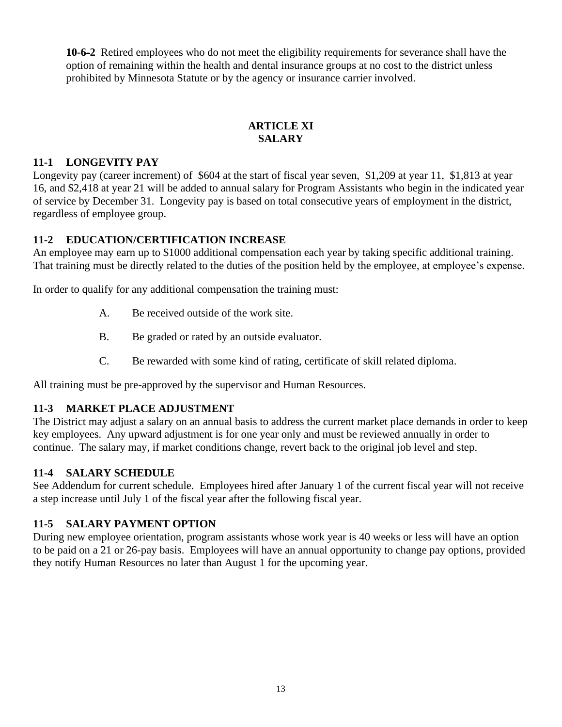**10-6-2** Retired employees who do not meet the eligibility requirements for severance shall have the option of remaining within the health and dental insurance groups at no cost to the district unless prohibited by Minnesota Statute or by the agency or insurance carrier involved.

## ARTICLE XI
## SALARY

### 11-1 LONGEVITY PAY

Longevity pay (career increment) of $604 at the start of fiscal year seven, $1,209 at year 11, $1,813 at year 16, and $2,418 at year 21 will be added to annual salary for Program Assistants who begin in the indicated year of service by December 31. Longevity pay is based on total consecutive years of employment in the district, regardless of employee group.

### 11-2 EDUCATION/CERTIFICATION INCREASE

An employee may earn up to $1000 additional compensation each year by taking specific additional training. That training must be directly related to the duties of the position held by the employee, at employee's expense.

In order to qualify for any additional compensation the training must:

A. Be received outside of the work site.

B. Be graded or rated by an outside evaluator.

C. Be rewarded with some kind of rating, certificate of skill related diploma.

All training must be pre-approved by the supervisor and Human Resources.

### 11-3 MARKET PLACE ADJUSTMENT

The District may adjust a salary on an annual basis to address the current market place demands in order to keep key employees. Any upward adjustment is for one year only and must be reviewed annually in order to continue. The salary may, if market conditions change, revert back to the original job level and step.

### 11-4 SALARY SCHEDULE

See Addendum for current schedule. Employees hired after January 1 of the current fiscal year will not receive a step increase until July 1 of the fiscal year after the following fiscal year.

### 11-5 SALARY PAYMENT OPTION

During new employee orientation, program assistants whose work year is 40 weeks or less will have an option to be paid on a 21 or 26-pay basis. Employees will have an annual opportunity to change pay options, provided they notify Human Resources no later than August 1 for the upcoming year.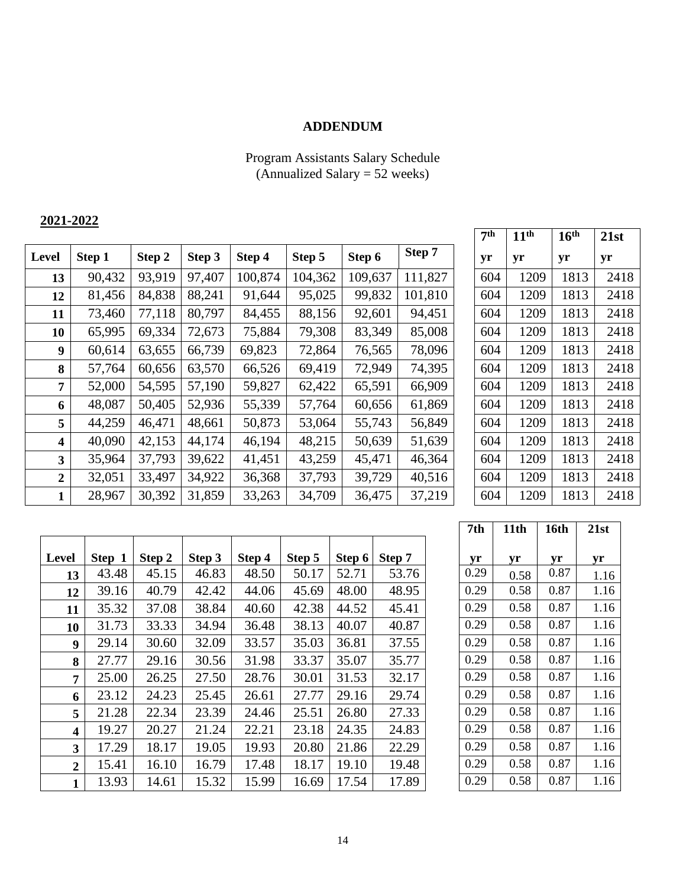**ADDENDUM**

Program Assistants Salary Schedule
(Annualized Salary = 52 weeks)

**2021-2022**

| Level | Step 1 | Step 2 | Step 3 | Step 4 | Step 5 | Step 6 | Step 7 | 7th yr | 11th yr | 16th yr | 21st yr |
|---|---|---|---|---|---|---|---|---|---|---|---|
| 13 | 90,432 | 93,919 | 97,407 | 100,874 | 104,362 | 109,637 | 111,827 | 604 | 1209 | 1813 | 2418 |
| 12 | 81,456 | 84,838 | 88,241 | 91,644 | 95,025 | 99,832 | 101,810 | 604 | 1209 | 1813 | 2418 |
| 11 | 73,460 | 77,118 | 80,797 | 84,455 | 88,156 | 92,601 | 94,451 | 604 | 1209 | 1813 | 2418 |
| 10 | 65,995 | 69,334 | 72,673 | 75,884 | 79,308 | 83,349 | 85,008 | 604 | 1209 | 1813 | 2418 |
| 9 | 60,614 | 63,655 | 66,739 | 69,823 | 72,864 | 76,565 | 78,096 | 604 | 1209 | 1813 | 2418 |
| 8 | 57,764 | 60,656 | 63,570 | 66,526 | 69,419 | 72,949 | 74,395 | 604 | 1209 | 1813 | 2418 |
| 7 | 52,000 | 54,595 | 57,190 | 59,827 | 62,422 | 65,591 | 66,909 | 604 | 1209 | 1813 | 2418 |
| 6 | 48,087 | 50,405 | 52,936 | 55,339 | 57,764 | 60,656 | 61,869 | 604 | 1209 | 1813 | 2418 |
| 5 | 44,259 | 46,471 | 48,661 | 50,873 | 53,064 | 55,743 | 56,849 | 604 | 1209 | 1813 | 2418 |
| 4 | 40,090 | 42,153 | 44,174 | 46,194 | 48,215 | 50,639 | 51,639 | 604 | 1209 | 1813 | 2418 |
| 3 | 35,964 | 37,793 | 39,622 | 41,451 | 43,259 | 45,471 | 46,364 | 604 | 1209 | 1813 | 2418 |
| 2 | 32,051 | 33,497 | 34,922 | 36,368 | 37,793 | 39,729 | 40,516 | 604 | 1209 | 1813 | 2418 |
| 1 | 28,967 | 30,392 | 31,859 | 33,263 | 34,709 | 36,475 | 37,219 | 604 | 1209 | 1813 | 2418 |

| Level | Step 1 | Step 2 | Step 3 | Step 4 | Step 5 | Step 6 | Step 7 | 7th yr | 11th yr | 16th yr | 21st yr |
|---|---|---|---|---|---|---|---|---|---|---|---|
| 13 | 43.48 | 45.15 | 46.83 | 48.50 | 50.17 | 52.71 | 53.76 | 0.29 | 0.58 | 0.87 | 1.16 |
| 12 | 39.16 | 40.79 | 42.42 | 44.06 | 45.69 | 48.00 | 48.95 | 0.29 | 0.58 | 0.87 | 1.16 |
| 11 | 35.32 | 37.08 | 38.84 | 40.60 | 42.38 | 44.52 | 45.41 | 0.29 | 0.58 | 0.87 | 1.16 |
| 10 | 31.73 | 33.33 | 34.94 | 36.48 | 38.13 | 40.07 | 40.87 | 0.29 | 0.58 | 0.87 | 1.16 |
| 9 | 29.14 | 30.60 | 32.09 | 33.57 | 35.03 | 36.81 | 37.55 | 0.29 | 0.58 | 0.87 | 1.16 |
| 8 | 27.77 | 29.16 | 30.56 | 31.98 | 33.37 | 35.07 | 35.77 | 0.29 | 0.58 | 0.87 | 1.16 |
| 7 | 25.00 | 26.25 | 27.50 | 28.76 | 30.01 | 31.53 | 32.17 | 0.29 | 0.58 | 0.87 | 1.16 |
| 6 | 23.12 | 24.23 | 25.45 | 26.61 | 27.77 | 29.16 | 29.74 | 0.29 | 0.58 | 0.87 | 1.16 |
| 5 | 21.28 | 22.34 | 23.39 | 24.46 | 25.51 | 26.80 | 27.33 | 0.29 | 0.58 | 0.87 | 1.16 |
| 4 | 19.27 | 20.27 | 21.24 | 22.21 | 23.18 | 24.35 | 24.83 | 0.29 | 0.58 | 0.87 | 1.16 |
| 3 | 17.29 | 18.17 | 19.05 | 19.93 | 20.80 | 21.86 | 22.29 | 0.29 | 0.58 | 0.87 | 1.16 |
| 2 | 15.41 | 16.10 | 16.79 | 17.48 | 18.17 | 19.10 | 19.48 | 0.29 | 0.58 | 0.87 | 1.16 |
| 1 | 13.93 | 14.61 | 15.32 | 15.99 | 16.69 | 17.54 | 17.89 | 0.29 | 0.58 | 0.87 | 1.16 |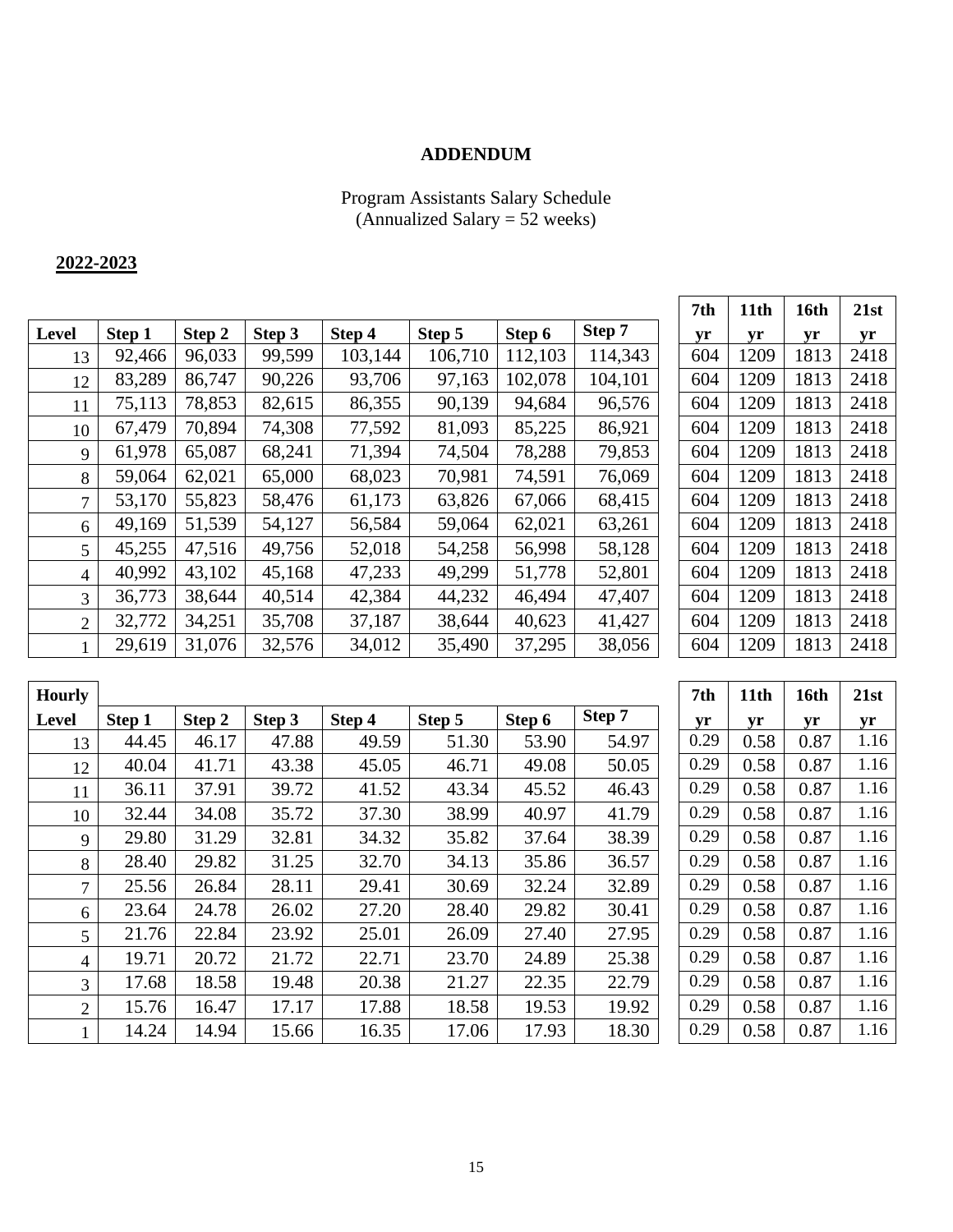# ADDENDUM

Program Assistants Salary Schedule
(Annualized Salary = 52 weeks)

**2022-2023**

| Level | Step 1 | Step 2 | Step 3 | Step 4 | Step 5 | Step 6 | Step 7 | 7th yr | 11th yr | 16th yr | 21st yr |
|---|---|---|---|---|---|---|---|---|---|---|---|
| 13 | 92,466 | 96,033 | 99,599 | 103,144 | 106,710 | 112,103 | 114,343 | 604 | 1209 | 1813 | 2418 |
| 12 | 83,289 | 86,747 | 90,226 | 93,706 | 97,163 | 102,078 | 104,101 | 604 | 1209 | 1813 | 2418 |
| 11 | 75,113 | 78,853 | 82,615 | 86,355 | 90,139 | 94,684 | 96,576 | 604 | 1209 | 1813 | 2418 |
| 10 | 67,479 | 70,894 | 74,308 | 77,592 | 81,093 | 85,225 | 86,921 | 604 | 1209 | 1813 | 2418 |
| 9 | 61,978 | 65,087 | 68,241 | 71,394 | 74,504 | 78,288 | 79,853 | 604 | 1209 | 1813 | 2418 |
| 8 | 59,064 | 62,021 | 65,000 | 68,023 | 70,981 | 74,591 | 76,069 | 604 | 1209 | 1813 | 2418 |
| 7 | 53,170 | 55,823 | 58,476 | 61,173 | 63,826 | 67,066 | 68,415 | 604 | 1209 | 1813 | 2418 |
| 6 | 49,169 | 51,539 | 54,127 | 56,584 | 59,064 | 62,021 | 63,261 | 604 | 1209 | 1813 | 2418 |
| 5 | 45,255 | 47,516 | 49,756 | 52,018 | 54,258 | 56,998 | 58,128 | 604 | 1209 | 1813 | 2418 |
| 4 | 40,992 | 43,102 | 45,168 | 47,233 | 49,299 | 51,778 | 52,801 | 604 | 1209 | 1813 | 2418 |
| 3 | 36,773 | 38,644 | 40,514 | 42,384 | 44,232 | 46,494 | 47,407 | 604 | 1209 | 1813 | 2418 |
| 2 | 32,772 | 34,251 | 35,708 | 37,187 | 38,644 | 40,623 | 41,427 | 604 | 1209 | 1813 | 2418 |
| 1 | 29,619 | 31,076 | 32,576 | 34,012 | 35,490 | 37,295 | 38,056 | 604 | 1209 | 1813 | 2418 |

| Hourly Level | Step 1 | Step 2 | Step 3 | Step 4 | Step 5 | Step 6 | Step 7 | 7th yr | 11th yr | 16th yr | 21st yr |
|---|---|---|---|---|---|---|---|---|---|---|---|
| 13 | 44.45 | 46.17 | 47.88 | 49.59 | 51.30 | 53.90 | 54.97 | 0.29 | 0.58 | 0.87 | 1.16 |
| 12 | 40.04 | 41.71 | 43.38 | 45.05 | 46.71 | 49.08 | 50.05 | 0.29 | 0.58 | 0.87 | 1.16 |
| 11 | 36.11 | 37.91 | 39.72 | 41.52 | 43.34 | 45.52 | 46.43 | 0.29 | 0.58 | 0.87 | 1.16 |
| 10 | 32.44 | 34.08 | 35.72 | 37.30 | 38.99 | 40.97 | 41.79 | 0.29 | 0.58 | 0.87 | 1.16 |
| 9 | 29.80 | 31.29 | 32.81 | 34.32 | 35.82 | 37.64 | 38.39 | 0.29 | 0.58 | 0.87 | 1.16 |
| 8 | 28.40 | 29.82 | 31.25 | 32.70 | 34.13 | 35.86 | 36.57 | 0.29 | 0.58 | 0.87 | 1.16 |
| 7 | 25.56 | 26.84 | 28.11 | 29.41 | 30.69 | 32.24 | 32.89 | 0.29 | 0.58 | 0.87 | 1.16 |
| 6 | 23.64 | 24.78 | 26.02 | 27.20 | 28.40 | 29.82 | 30.41 | 0.29 | 0.58 | 0.87 | 1.16 |
| 5 | 21.76 | 22.84 | 23.92 | 25.01 | 26.09 | 27.40 | 27.95 | 0.29 | 0.58 | 0.87 | 1.16 |
| 4 | 19.71 | 20.72 | 21.72 | 22.71 | 23.70 | 24.89 | 25.38 | 0.29 | 0.58 | 0.87 | 1.16 |
| 3 | 17.68 | 18.58 | 19.48 | 20.38 | 21.27 | 22.35 | 22.79 | 0.29 | 0.58 | 0.87 | 1.16 |
| 2 | 15.76 | 16.47 | 17.17 | 17.88 | 18.58 | 19.53 | 19.92 | 0.29 | 0.58 | 0.87 | 1.16 |
| 1 | 14.24 | 14.94 | 15.66 | 16.35 | 17.06 | 17.93 | 18.30 | 0.29 | 0.58 | 0.87 | 1.16 |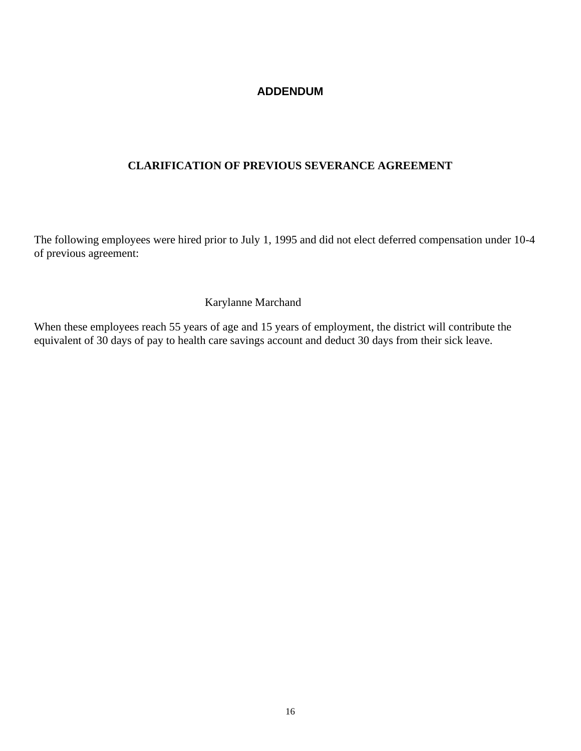# ADDENDUM

## CLARIFICATION OF PREVIOUS SEVERANCE AGREEMENT

The following employees were hired prior to July 1, 1995 and did not elect deferred compensation under 10-4 of previous agreement:

Karylanne Marchand

When these employees reach 55 years of age and 15 years of employment, the district will contribute the equivalent of 30 days of pay to health care savings account and deduct 30 days from their sick leave.